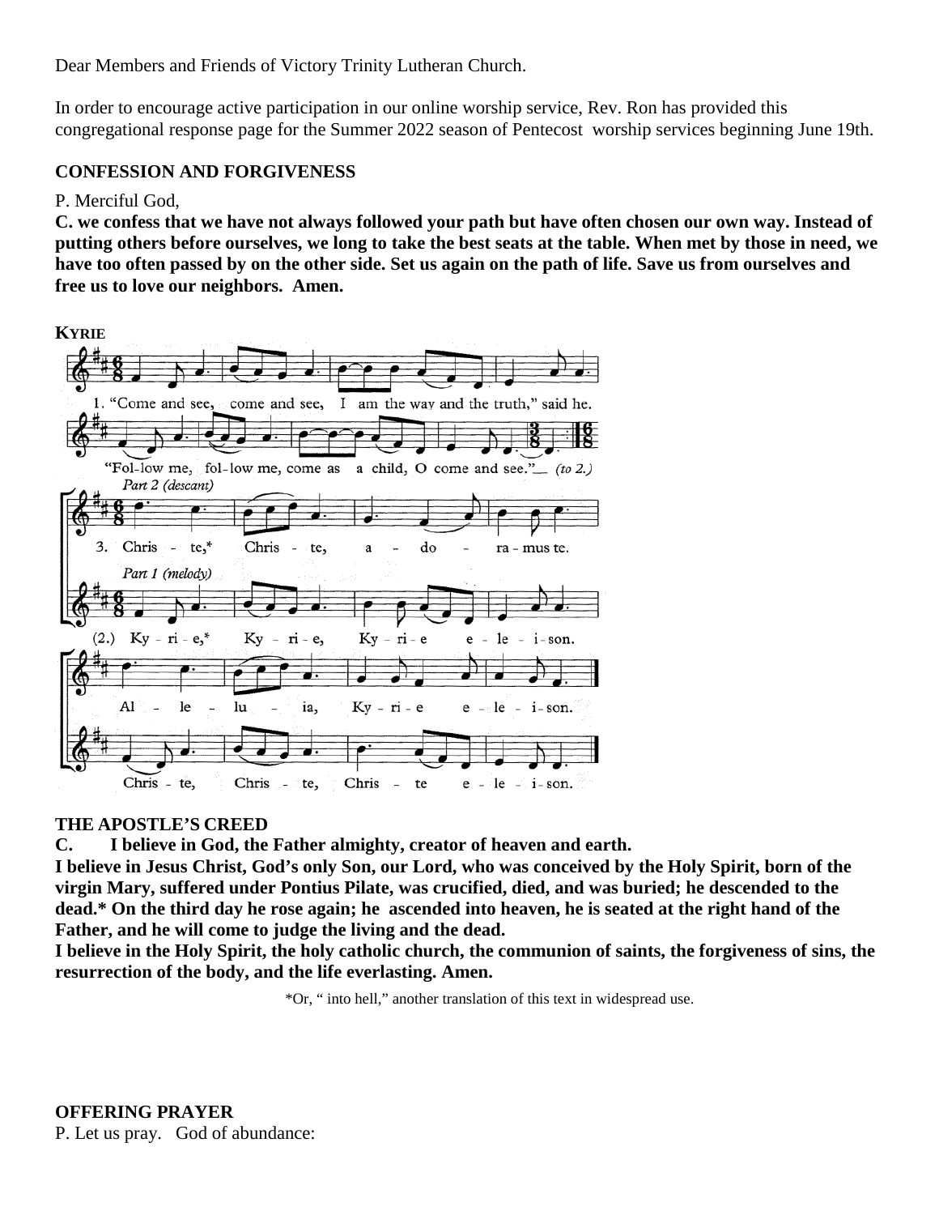Dear Members and Friends of Victory Trinity Lutheran Church.

In order to encourage active participation in our online worship service, Rev. Ron has provided this congregational response page for the Summer 2022 season of Pentecost worship services beginning June 19th.

**CONFESSION AND FORGIVENESS**

P. Merciful God,

**C. we confess that we have not always followed your path but have often chosen our own way. Instead of putting others before ourselves, we long to take the best seats at the table. When met by those in need, we have too often passed by on the other side. Set us again on the path of life. Save us from ourselves and free us to love our neighbors. Amen.**

**KYRIE**

1. "Come and see, come and see, I am the way and the truth," said he. "Fol-low me, fol-low me, come as a child, O come and see." *(to 2.)*

*Part 2 (descant)*

3. Chris - te,* Chris - te, a - do - ra - mus te.

*Part 1 (melody)*

(2.) Ky - ri - e,* Ky - ri - e, Ky - ri - e e - le - i - son.

Al - le - lu - ia, Ky - ri - e e - le - i - son.

Chris - te, Chris - te, Chris - te e - le - i - son.

**THE APOSTLE'S CREED**

**C. I believe in God, the Father almighty, creator of heaven and earth.**

**I believe in Jesus Christ, God's only Son, our Lord, who was conceived by the Holy Spirit, born of the virgin Mary, suffered under Pontius Pilate, was crucified, died, and was buried; he descended to the dead.* On the third day he rose again; he ascended into heaven, he is seated at the right hand of the Father, and he will come to judge the living and the dead.**

**I believe in the Holy Spirit, the holy catholic church, the communion of saints, the forgiveness of sins, the resurrection of the body, and the life everlasting. Amen.**

*Or, " into hell," another translation of this text in widespread use.

**OFFERING PRAYER**

P. Let us pray. God of abundance: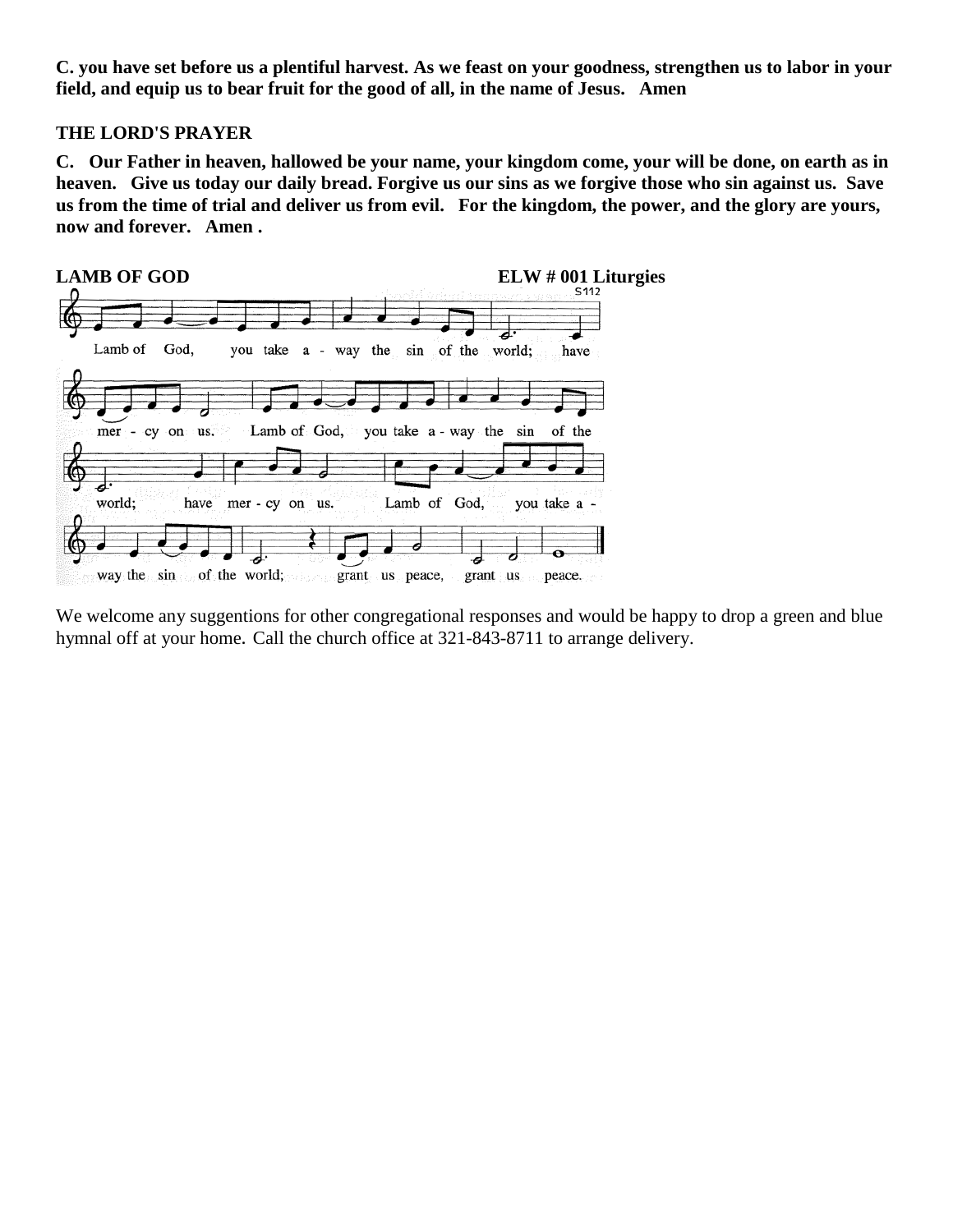**C. you have set before us a plentiful harvest. As we feast on your goodness, strengthen us to labor in your field, and equip us to bear fruit for the good of all, in the name of Jesus. Amen**

**THE LORD'S PRAYER**

**C. Our Father in heaven, hallowed be your name, your kingdom come, your will be done, on earth as in heaven. Give us today our daily bread. Forgive us our sins as we forgive those who sin against us. Save us from the time of trial and deliver us from evil. For the kingdom, the power, and the glory are yours, now and forever. Amen .**

**LAMB OF GOD** **ELW # 001 Liturgies**

S112

Lamb of God, you take a - way the sin of the world; have mer - cy on us. Lamb of God, you take a - way the sin of the world; have mer - cy on us. Lamb of God, you take a - way the sin of the world; grant us peace, grant us peace.

We welcome any suggentions for other congregational responses and would be happy to drop a green and blue hymnal off at your home. Call the church office at 321-843-8711 to arrange delivery.